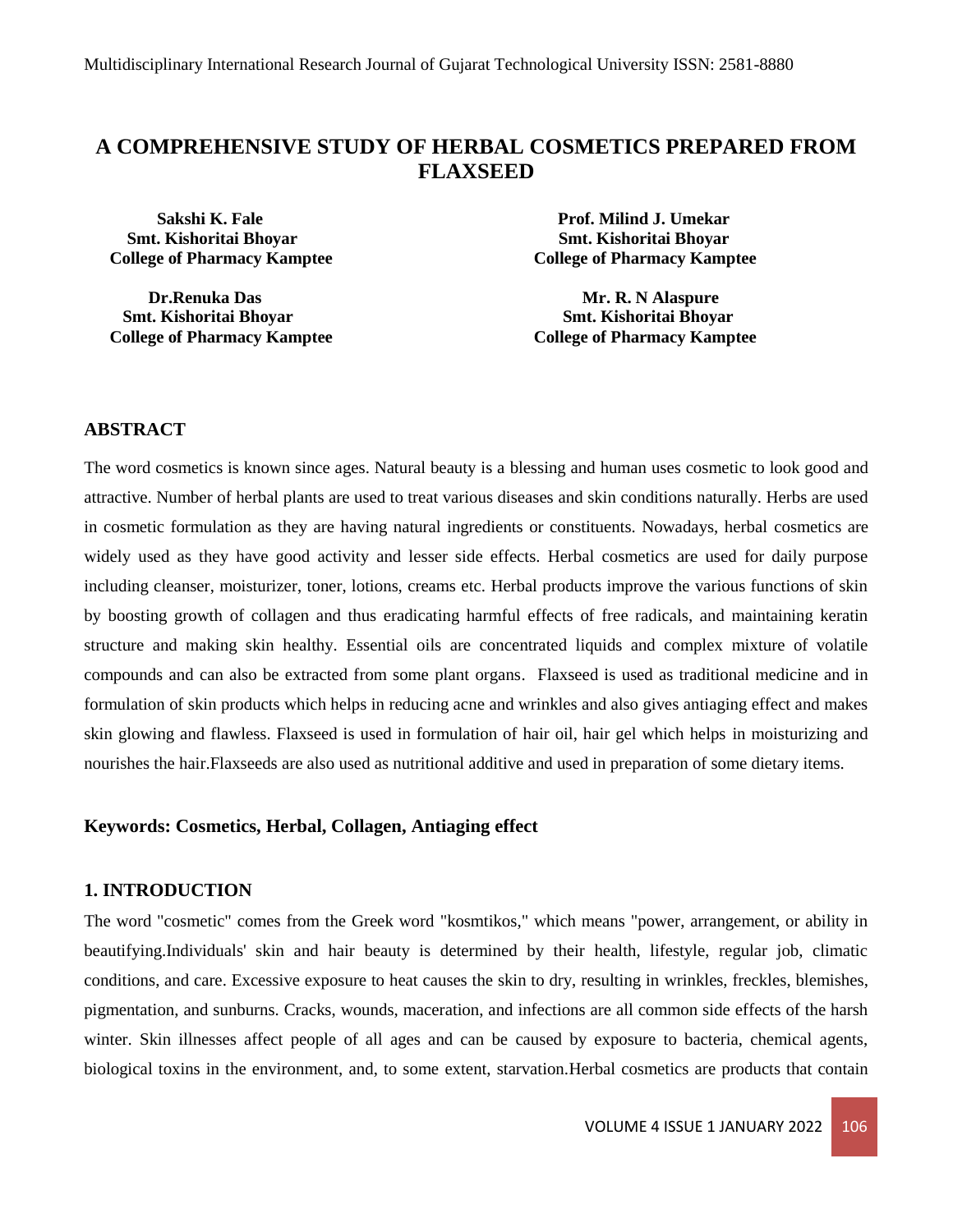# A COMPREHENSIVE STUDY OF HERBAL COSMETICS PREPARED FROM FLAXSEED

**Sakshi K. Fale**
**Smt. Kishoritai Bhoyar College of Pharmacy Kamptee**

**Prof. Milind J. Umekar**
**Smt. Kishoritai Bhoyar College of Pharmacy Kamptee**

**Dr.Renuka Das**
**Smt. Kishoritai Bhoyar College of Pharmacy Kamptee**

**Mr. R. N Alaspure**
**Smt. Kishoritai Bhoyar College of Pharmacy Kamptee**

## ABSTRACT

The word cosmetics is known since ages. Natural beauty is a blessing and human uses cosmetic to look good and attractive. Number of herbal plants are used to treat various diseases and skin conditions naturally. Herbs are used in cosmetic formulation as they are having natural ingredients or constituents. Nowadays, herbal cosmetics are widely used as they have good activity and lesser side effects. Herbal cosmetics are used for daily purpose including cleanser, moisturizer, toner, lotions, creams etc. Herbal products improve the various functions of skin by boosting growth of collagen and thus eradicating harmful effects of free radicals, and maintaining keratin structure and making skin healthy. Essential oils are concentrated liquids and complex mixture of volatile compounds and can also be extracted from some plant organs. Flaxseed is used as traditional medicine and in formulation of skin products which helps in reducing acne and wrinkles and also gives antiaging effect and makes skin glowing and flawless. Flaxseed is used in formulation of hair oil, hair gel which helps in moisturizing and nourishes the hair.Flaxseeds are also used as nutritional additive and used in preparation of some dietary items.

**Keywords: Cosmetics, Herbal, Collagen, Antiaging effect**

## 1. INTRODUCTION

The word "cosmetic" comes from the Greek word "kosmtikos," which means "power, arrangement, or ability in beautifying.Individuals' skin and hair beauty is determined by their health, lifestyle, regular job, climatic conditions, and care. Excessive exposure to heat causes the skin to dry, resulting in wrinkles, freckles, blemishes, pigmentation, and sunburns. Cracks, wounds, maceration, and infections are all common side effects of the harsh winter. Skin illnesses affect people of all ages and can be caused by exposure to bacteria, chemical agents, biological toxins in the environment, and, to some extent, starvation.Herbal cosmetics are products that contain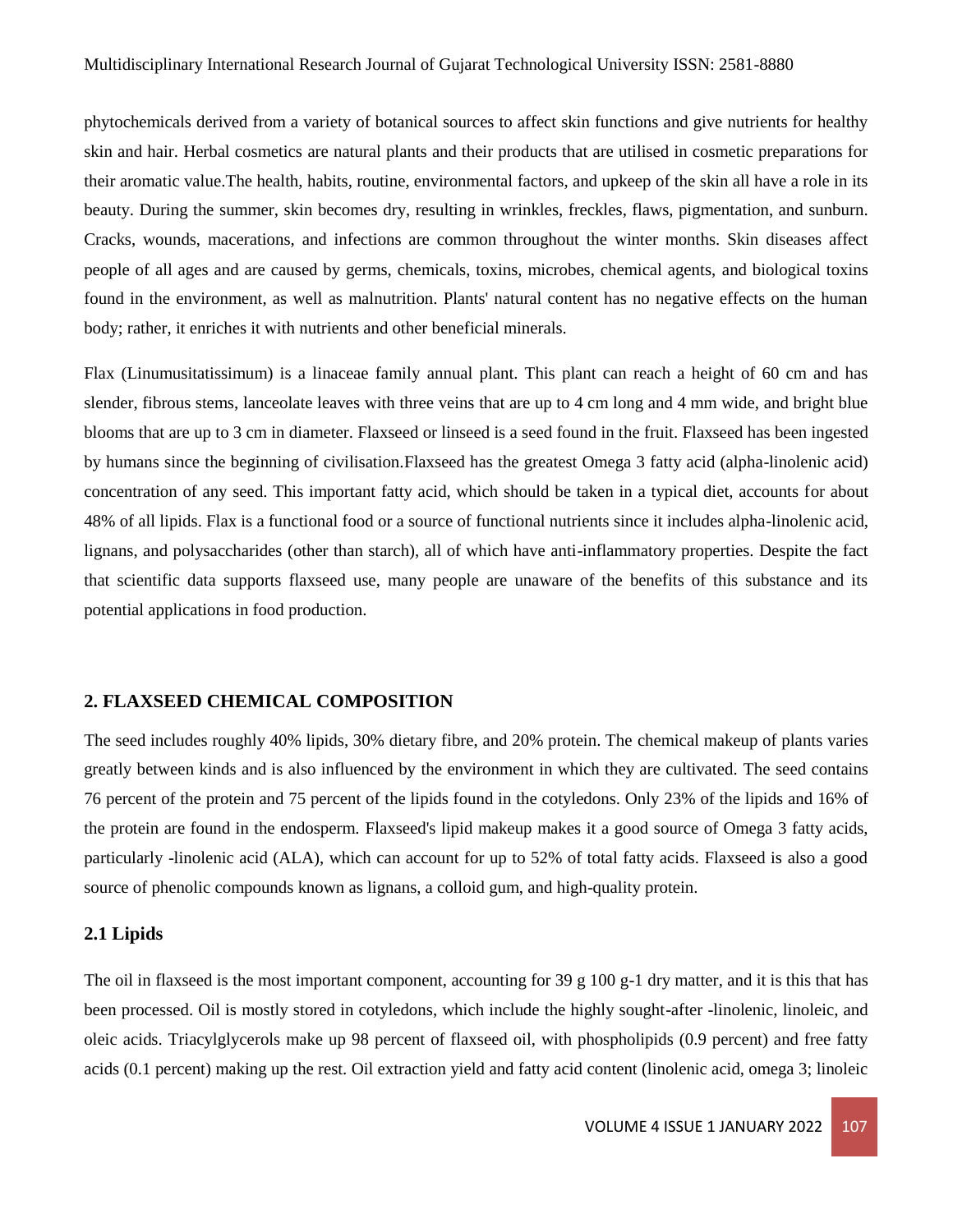phytochemicals derived from a variety of botanical sources to affect skin functions and give nutrients for healthy skin and hair. Herbal cosmetics are natural plants and their products that are utilised in cosmetic preparations for their aromatic value.The health, habits, routine, environmental factors, and upkeep of the skin all have a role in its beauty. During the summer, skin becomes dry, resulting in wrinkles, freckles, flaws, pigmentation, and sunburn. Cracks, wounds, macerations, and infections are common throughout the winter months. Skin diseases affect people of all ages and are caused by germs, chemicals, toxins, microbes, chemical agents, and biological toxins found in the environment, as well as malnutrition. Plants' natural content has no negative effects on the human body; rather, it enriches it with nutrients and other beneficial minerals.

Flax (Linumusitatissimum) is a linaceae family annual plant. This plant can reach a height of 60 cm and has slender, fibrous stems, lanceolate leaves with three veins that are up to 4 cm long and 4 mm wide, and bright blue blooms that are up to 3 cm in diameter. Flaxseed or linseed is a seed found in the fruit. Flaxseed has been ingested by humans since the beginning of civilisation.Flaxseed has the greatest Omega 3 fatty acid (alpha-linolenic acid) concentration of any seed. This important fatty acid, which should be taken in a typical diet, accounts for about 48% of all lipids. Flax is a functional food or a source of functional nutrients since it includes alpha-linolenic acid, lignans, and polysaccharides (other than starch), all of which have anti-inflammatory properties. Despite the fact that scientific data supports flaxseed use, many people are unaware of the benefits of this substance and its potential applications in food production.

## 2. FLAXSEED CHEMICAL COMPOSITION

The seed includes roughly 40% lipids, 30% dietary fibre, and 20% protein. The chemical makeup of plants varies greatly between kinds and is also influenced by the environment in which they are cultivated. The seed contains 76 percent of the protein and 75 percent of the lipids found in the cotyledons. Only 23% of the lipids and 16% of the protein are found in the endosperm. Flaxseed's lipid makeup makes it a good source of Omega 3 fatty acids, particularly -linolenic acid (ALA), which can account for up to 52% of total fatty acids. Flaxseed is also a good source of phenolic compounds known as lignans, a colloid gum, and high-quality protein.

### 2.1 Lipids

The oil in flaxseed is the most important component, accounting for 39 g 100 g-1 dry matter, and it is this that has been processed. Oil is mostly stored in cotyledons, which include the highly sought-after -linolenic, linoleic, and oleic acids. Triacylglycerols make up 98 percent of flaxseed oil, with phospholipids (0.9 percent) and free fatty acids (0.1 percent) making up the rest. Oil extraction yield and fatty acid content (linolenic acid, omega 3; linoleic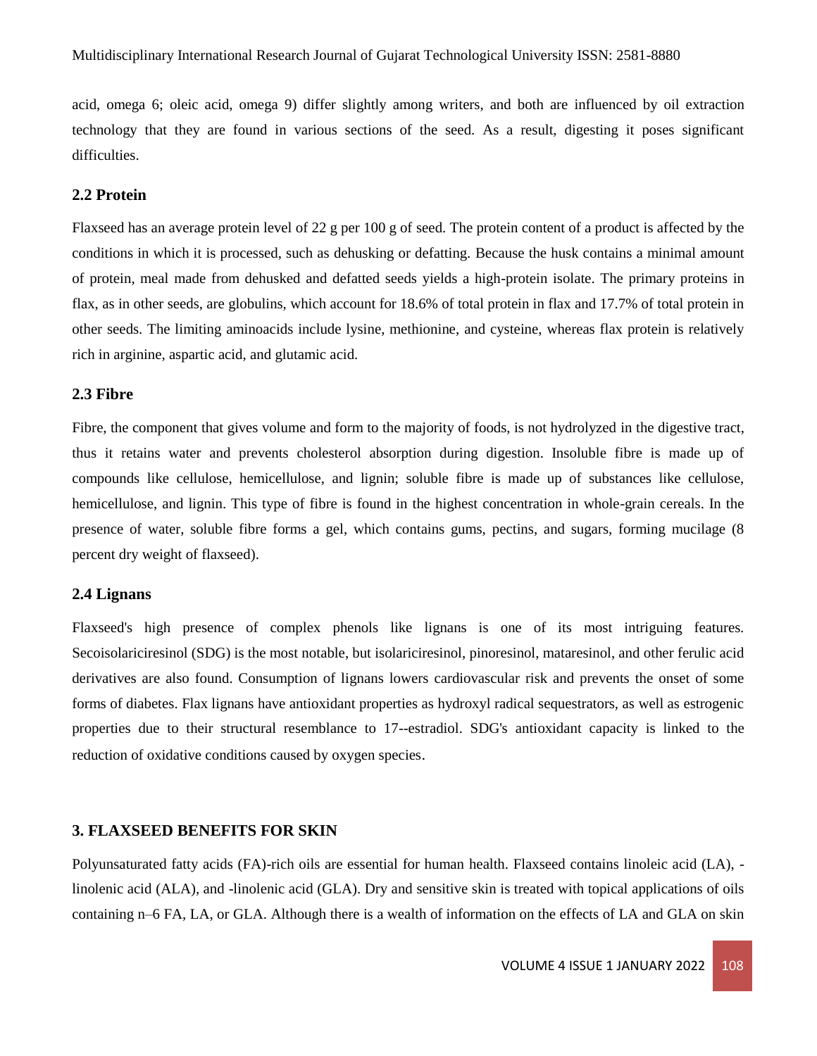acid, omega 6; oleic acid, omega 9) differ slightly among writers, and both are influenced by oil extraction technology that they are found in various sections of the seed. As a result, digesting it poses significant difficulties.

### 2.2 Protein

Flaxseed has an average protein level of 22 g per 100 g of seed. The protein content of a product is affected by the conditions in which it is processed, such as dehusking or defatting. Because the husk contains a minimal amount of protein, meal made from dehusked and defatted seeds yields a high-protein isolate. The primary proteins in flax, as in other seeds, are globulins, which account for 18.6% of total protein in flax and 17.7% of total protein in other seeds. The limiting aminoacids include lysine, methionine, and cysteine, whereas flax protein is relatively rich in arginine, aspartic acid, and glutamic acid.

### 2.3 Fibre

Fibre, the component that gives volume and form to the majority of foods, is not hydrolyzed in the digestive tract, thus it retains water and prevents cholesterol absorption during digestion. Insoluble fibre is made up of compounds like cellulose, hemicellulose, and lignin; soluble fibre is made up of substances like cellulose, hemicellulose, and lignin. This type of fibre is found in the highest concentration in whole-grain cereals. In the presence of water, soluble fibre forms a gel, which contains gums, pectins, and sugars, forming mucilage (8 percent dry weight of flaxseed).

### 2.4 Lignans

Flaxseed's high presence of complex phenols like lignans is one of its most intriguing features. Secoisolariciresinol (SDG) is the most notable, but isolariciresinol, pinoresinol, mataresinol, and other ferulic acid derivatives are also found. Consumption of lignans lowers cardiovascular risk and prevents the onset of some forms of diabetes. Flax lignans have antioxidant properties as hydroxyl radical sequestrators, as well as estrogenic properties due to their structural resemblance to 17--estradiol. SDG's antioxidant capacity is linked to the reduction of oxidative conditions caused by oxygen species.

## 3. FLAXSEED BENEFITS FOR SKIN

Polyunsaturated fatty acids (FA)-rich oils are essential for human health. Flaxseed contains linoleic acid (LA), -linolenic acid (ALA), and -linolenic acid (GLA). Dry and sensitive skin is treated with topical applications of oils containing n–6 FA, LA, or GLA. Although there is a wealth of information on the effects of LA and GLA on skin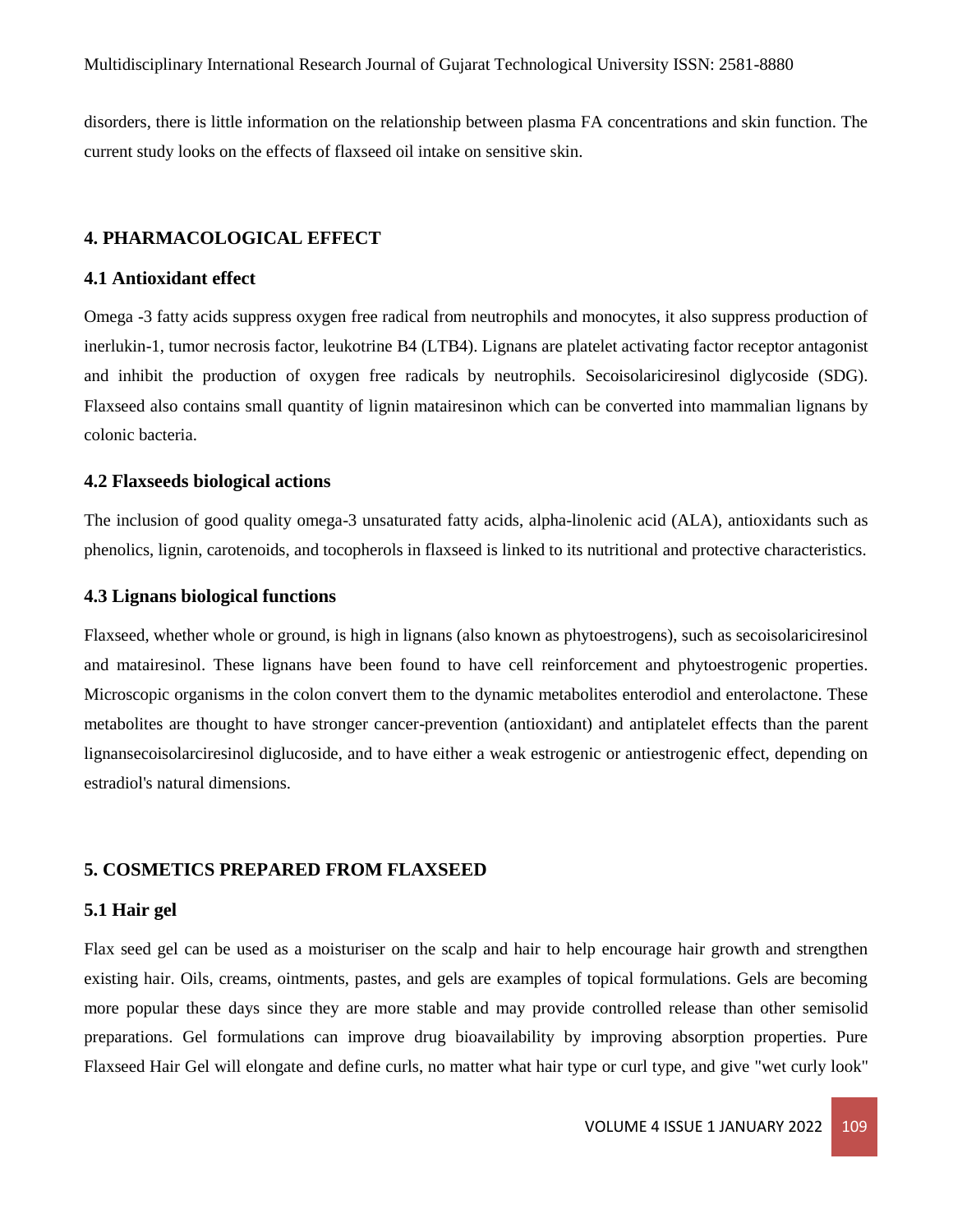disorders, there is little information on the relationship between plasma FA concentrations and skin function. The current study looks on the effects of flaxseed oil intake on sensitive skin.

## 4. PHARMACOLOGICAL EFFECT

### 4.1 Antioxidant effect

Omega -3 fatty acids suppress oxygen free radical from neutrophils and monocytes, it also suppress production of inerlukin-1, tumor necrosis factor, leukotrine B4 (LTB4). Lignans are platelet activating factor receptor antagonist and inhibit the production of oxygen free radicals by neutrophils. Secoisolariciresinol diglycoside (SDG). Flaxseed also contains small quantity of lignin matairesinon which can be converted into mammalian lignans by colonic bacteria.

### 4.2 Flaxseeds biological actions

The inclusion of good quality omega-3 unsaturated fatty acids, alpha-linolenic acid (ALA), antioxidants such as phenolics, lignin, carotenoids, and tocopherols in flaxseed is linked to its nutritional and protective characteristics.

### 4.3 Lignans biological functions

Flaxseed, whether whole or ground, is high in lignans (also known as phytoestrogens), such as secoisolariciresinol and matairesinol. These lignans have been found to have cell reinforcement and phytoestrogenic properties. Microscopic organisms in the colon convert them to the dynamic metabolites enterodiol and enterolactone. These metabolites are thought to have stronger cancer-prevention (antioxidant) and antiplatelet effects than the parent lignansecoisolarciresinol diglucoside, and to have either a weak estrogenic or antiestrogenic effect, depending on estradiol's natural dimensions.

## 5. COSMETICS PREPARED FROM FLAXSEED

### 5.1 Hair gel

Flax seed gel can be used as a moisturiser on the scalp and hair to help encourage hair growth and strengthen existing hair. Oils, creams, ointments, pastes, and gels are examples of topical formulations. Gels are becoming more popular these days since they are more stable and may provide controlled release than other semisolid preparations. Gel formulations can improve drug bioavailability by improving absorption properties. Pure Flaxseed Hair Gel will elongate and define curls, no matter what hair type or curl type, and give "wet curly look"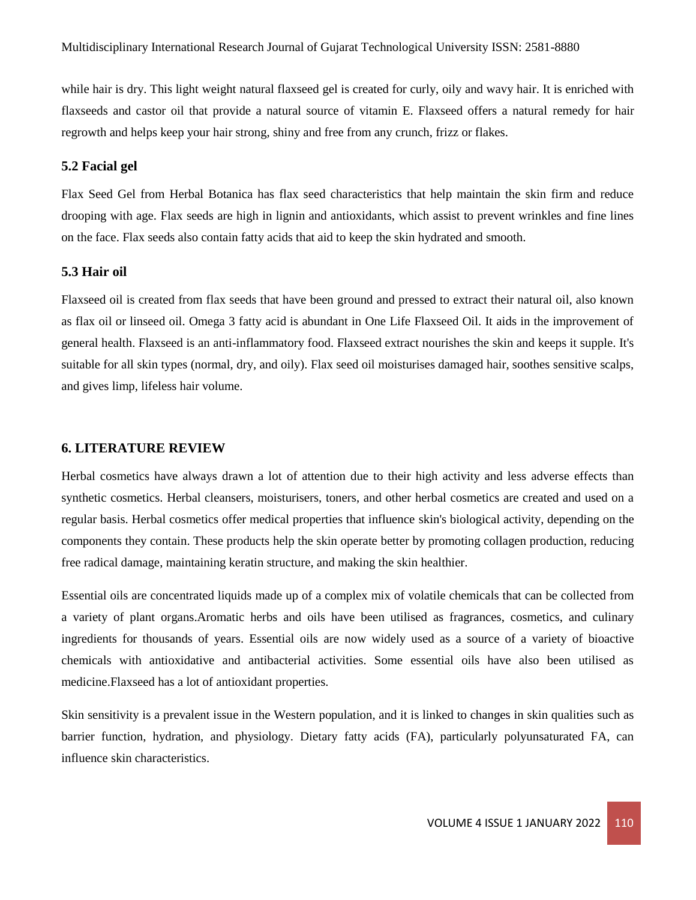while hair is dry. This light weight natural flaxseed gel is created for curly, oily and wavy hair. It is enriched with flaxseeds and castor oil that provide a natural source of vitamin E. Flaxseed offers a natural remedy for hair regrowth and helps keep your hair strong, shiny and free from any crunch, frizz or flakes.

### 5.2 Facial gel

Flax Seed Gel from Herbal Botanica has flax seed characteristics that help maintain the skin firm and reduce drooping with age. Flax seeds are high in lignin and antioxidants, which assist to prevent wrinkles and fine lines on the face. Flax seeds also contain fatty acids that aid to keep the skin hydrated and smooth.

### 5.3 Hair oil

Flaxseed oil is created from flax seeds that have been ground and pressed to extract their natural oil, also known as flax oil or linseed oil. Omega 3 fatty acid is abundant in One Life Flaxseed Oil. It aids in the improvement of general health. Flaxseed is an anti-inflammatory food. Flaxseed extract nourishes the skin and keeps it supple. It's suitable for all skin types (normal, dry, and oily). Flax seed oil moisturises damaged hair, soothes sensitive scalps, and gives limp, lifeless hair volume.

## 6. LITERATURE REVIEW

Herbal cosmetics have always drawn a lot of attention due to their high activity and less adverse effects than synthetic cosmetics. Herbal cleansers, moisturisers, toners, and other herbal cosmetics are created and used on a regular basis. Herbal cosmetics offer medical properties that influence skin's biological activity, depending on the components they contain. These products help the skin operate better by promoting collagen production, reducing free radical damage, maintaining keratin structure, and making the skin healthier.

Essential oils are concentrated liquids made up of a complex mix of volatile chemicals that can be collected from a variety of plant organs.Aromatic herbs and oils have been utilised as fragrances, cosmetics, and culinary ingredients for thousands of years. Essential oils are now widely used as a source of a variety of bioactive chemicals with antioxidative and antibacterial activities. Some essential oils have also been utilised as medicine.Flaxseed has a lot of antioxidant properties.

Skin sensitivity is a prevalent issue in the Western population, and it is linked to changes in skin qualities such as barrier function, hydration, and physiology. Dietary fatty acids (FA), particularly polyunsaturated FA, can influence skin characteristics.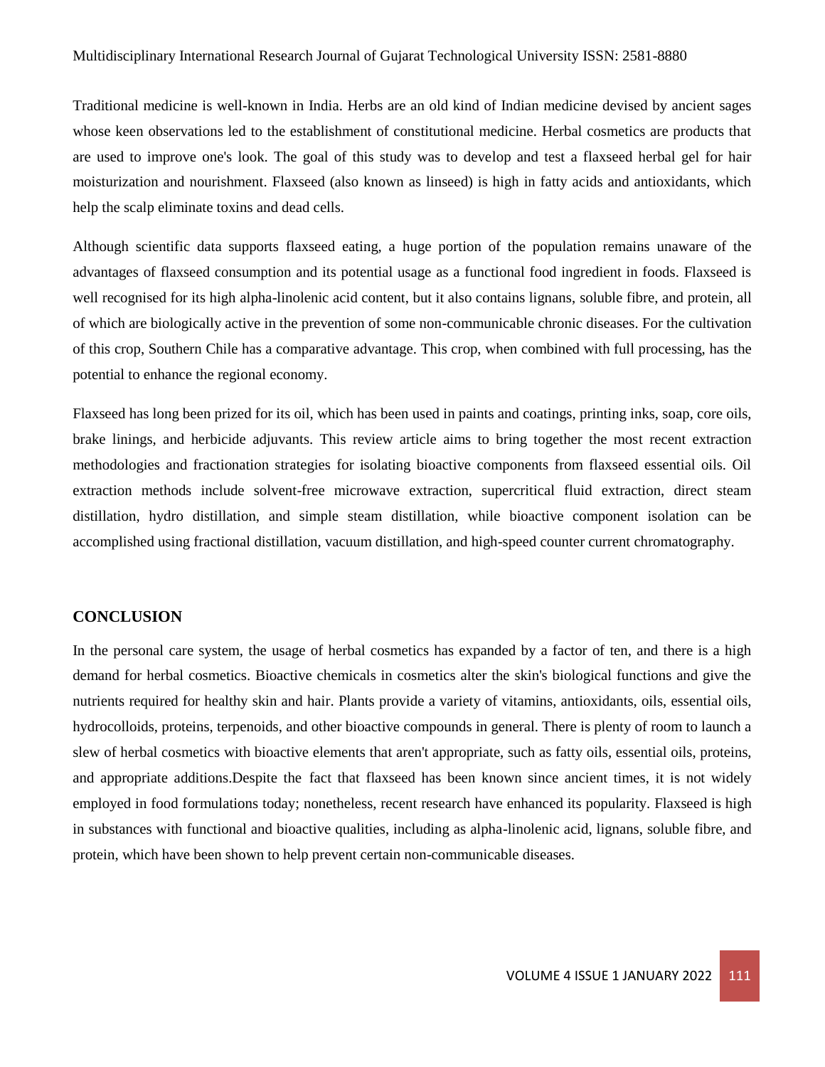Traditional medicine is well-known in India. Herbs are an old kind of Indian medicine devised by ancient sages whose keen observations led to the establishment of constitutional medicine. Herbal cosmetics are products that are used to improve one's look. The goal of this study was to develop and test a flaxseed herbal gel for hair moisturization and nourishment. Flaxseed (also known as linseed) is high in fatty acids and antioxidants, which help the scalp eliminate toxins and dead cells.

Although scientific data supports flaxseed eating, a huge portion of the population remains unaware of the advantages of flaxseed consumption and its potential usage as a functional food ingredient in foods. Flaxseed is well recognised for its high alpha-linolenic acid content, but it also contains lignans, soluble fibre, and protein, all of which are biologically active in the prevention of some non-communicable chronic diseases. For the cultivation of this crop, Southern Chile has a comparative advantage. This crop, when combined with full processing, has the potential to enhance the regional economy.

Flaxseed has long been prized for its oil, which has been used in paints and coatings, printing inks, soap, core oils, brake linings, and herbicide adjuvants. This review article aims to bring together the most recent extraction methodologies and fractionation strategies for isolating bioactive components from flaxseed essential oils. Oil extraction methods include solvent-free microwave extraction, supercritical fluid extraction, direct steam distillation, hydro distillation, and simple steam distillation, while bioactive component isolation can be accomplished using fractional distillation, vacuum distillation, and high-speed counter current chromatography.

## CONCLUSION

In the personal care system, the usage of herbal cosmetics has expanded by a factor of ten, and there is a high demand for herbal cosmetics. Bioactive chemicals in cosmetics alter the skin's biological functions and give the nutrients required for healthy skin and hair. Plants provide a variety of vitamins, antioxidants, oils, essential oils, hydrocolloids, proteins, terpenoids, and other bioactive compounds in general. There is plenty of room to launch a slew of herbal cosmetics with bioactive elements that aren't appropriate, such as fatty oils, essential oils, proteins, and appropriate additions.Despite the fact that flaxseed has been known since ancient times, it is not widely employed in food formulations today; nonetheless, recent research have enhanced its popularity. Flaxseed is high in substances with functional and bioactive qualities, including as alpha-linolenic acid, lignans, soluble fibre, and protein, which have been shown to help prevent certain non-communicable diseases.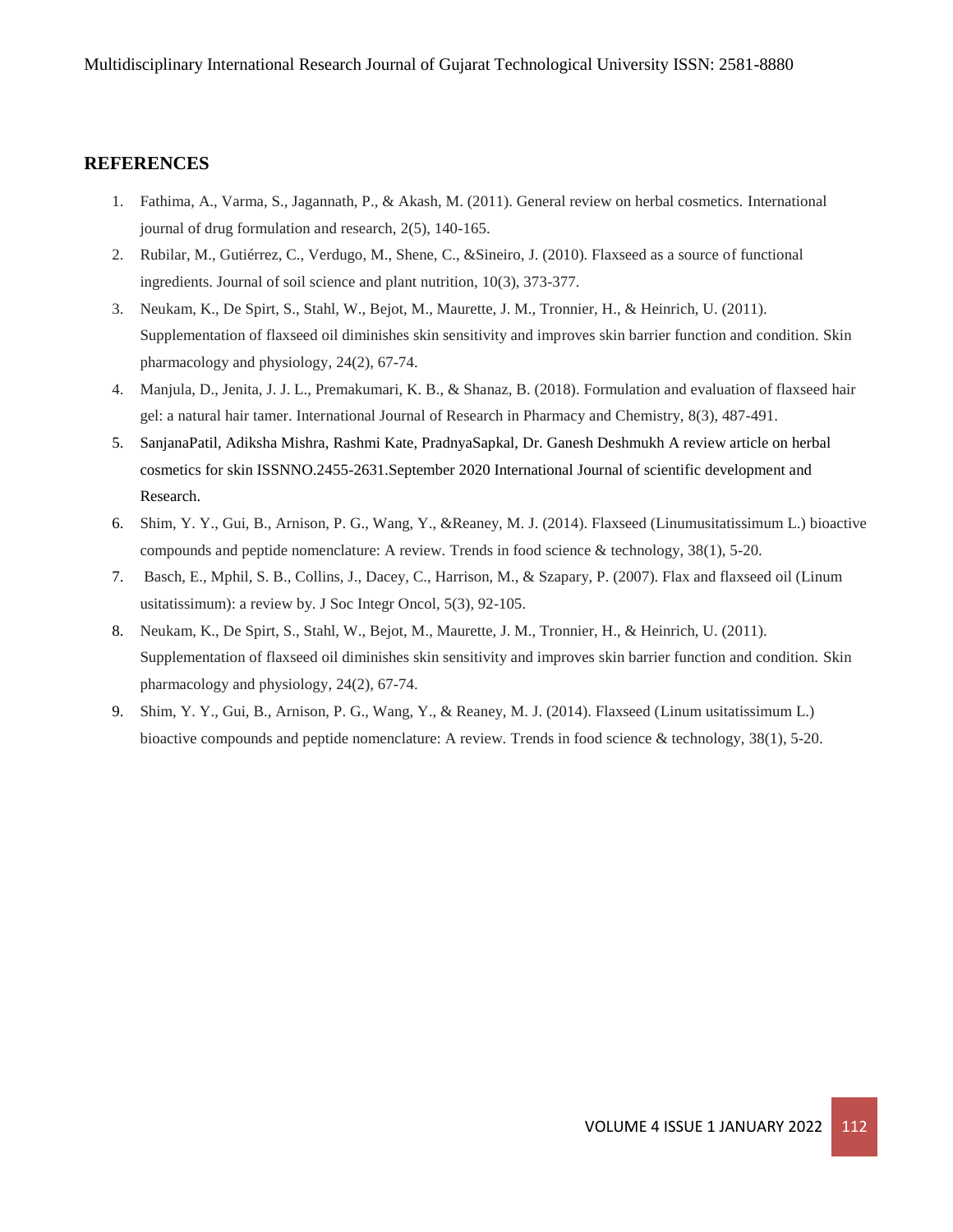## REFERENCES

1. Fathima, A., Varma, S., Jagannath, P., & Akash, M. (2011). General review on herbal cosmetics. International journal of drug formulation and research, 2(5), 140-165.
2. Rubilar, M., Gutiérrez, C., Verdugo, M., Shene, C., &Sineiro, J. (2010). Flaxseed as a source of functional ingredients. Journal of soil science and plant nutrition, 10(3), 373-377.
3. Neukam, K., De Spirt, S., Stahl, W., Bejot, M., Maurette, J. M., Tronnier, H., & Heinrich, U. (2011). Supplementation of flaxseed oil diminishes skin sensitivity and improves skin barrier function and condition. Skin pharmacology and physiology, 24(2), 67-74.
4. Manjula, D., Jenita, J. J. L., Premakumari, K. B., & Shanaz, B. (2018). Formulation and evaluation of flaxseed hair gel: a natural hair tamer. International Journal of Research in Pharmacy and Chemistry, 8(3), 487-491.
5. SanjanaPatil, Adiksha Mishra, Rashmi Kate, PradnyaSapkal, Dr. Ganesh Deshmukh A review article on herbal cosmetics for skin ISSNNO.2455-2631.September 2020 International Journal of scientific development and Research.
6. Shim, Y. Y., Gui, B., Arnison, P. G., Wang, Y., &Reaney, M. J. (2014). Flaxseed (Linumusitatissimum L.) bioactive compounds and peptide nomenclature: A review. Trends in food science & technology, 38(1), 5-20.
7. Basch, E., Mphil, S. B., Collins, J., Dacey, C., Harrison, M., & Szapary, P. (2007). Flax and flaxseed oil (Linum usitatissimum): a review by. J Soc Integr Oncol, 5(3), 92-105.
8. Neukam, K., De Spirt, S., Stahl, W., Bejot, M., Maurette, J. M., Tronnier, H., & Heinrich, U. (2011). Supplementation of flaxseed oil diminishes skin sensitivity and improves skin barrier function and condition. Skin pharmacology and physiology, 24(2), 67-74.
9. Shim, Y. Y., Gui, B., Arnison, P. G., Wang, Y., & Reaney, M. J. (2014). Flaxseed (Linum usitatissimum L.) bioactive compounds and peptide nomenclature: A review. Trends in food science & technology, 38(1), 5-20.